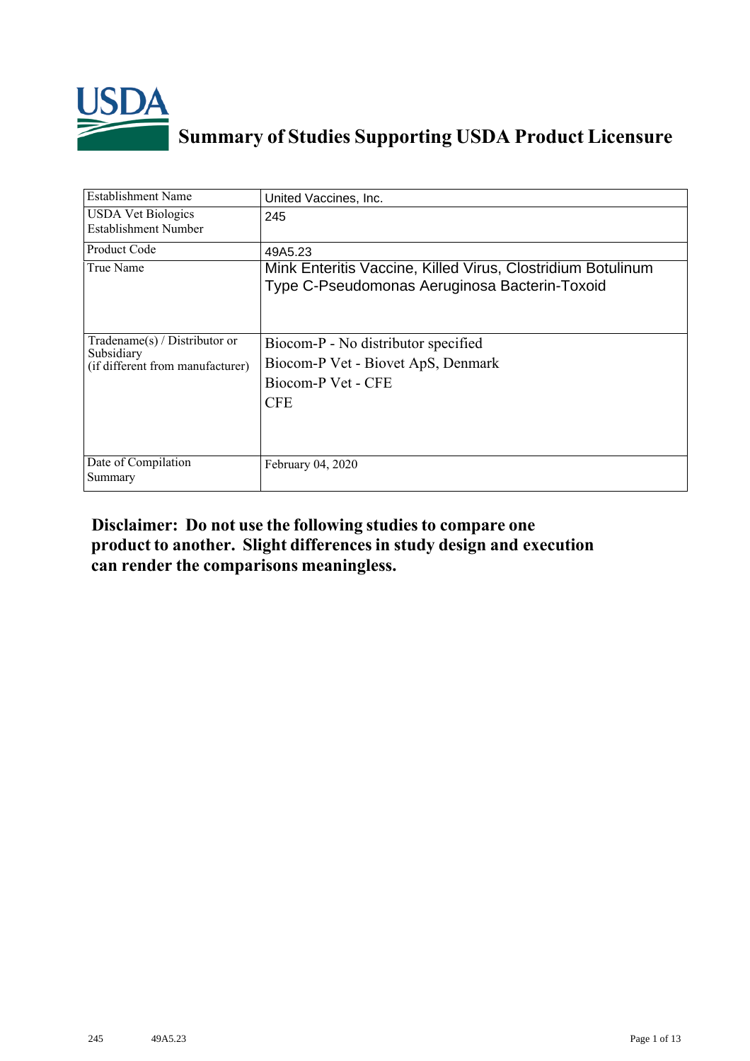# Summary of Studies Supporting USDA Product Licensure

| | |
|---|---|
| Establishment Name | United Vaccines, Inc. |
| USDA Vet Biologics Establishment Number | 245 |
| Product Code | 49A5.23 |
| True Name | Mink Enteritis Vaccine, Killed Virus, Clostridium Botulinum Type C-Pseudomonas Aeruginosa Bacterin-Toxoid |
| Tradename(s) / Distributor or Subsidiary (if different from manufacturer) | Biocom-P - No distributor specified<br>Biocom-P Vet - Biovet ApS, Denmark<br>Biocom-P Vet - CFE<br>CFE |
| Date of Compilation Summary | February 04, 2020 |

**Disclaimer: Do not use the following studies to compare one product to another. Slight differences in study design and execution can render the comparisons meaningless.**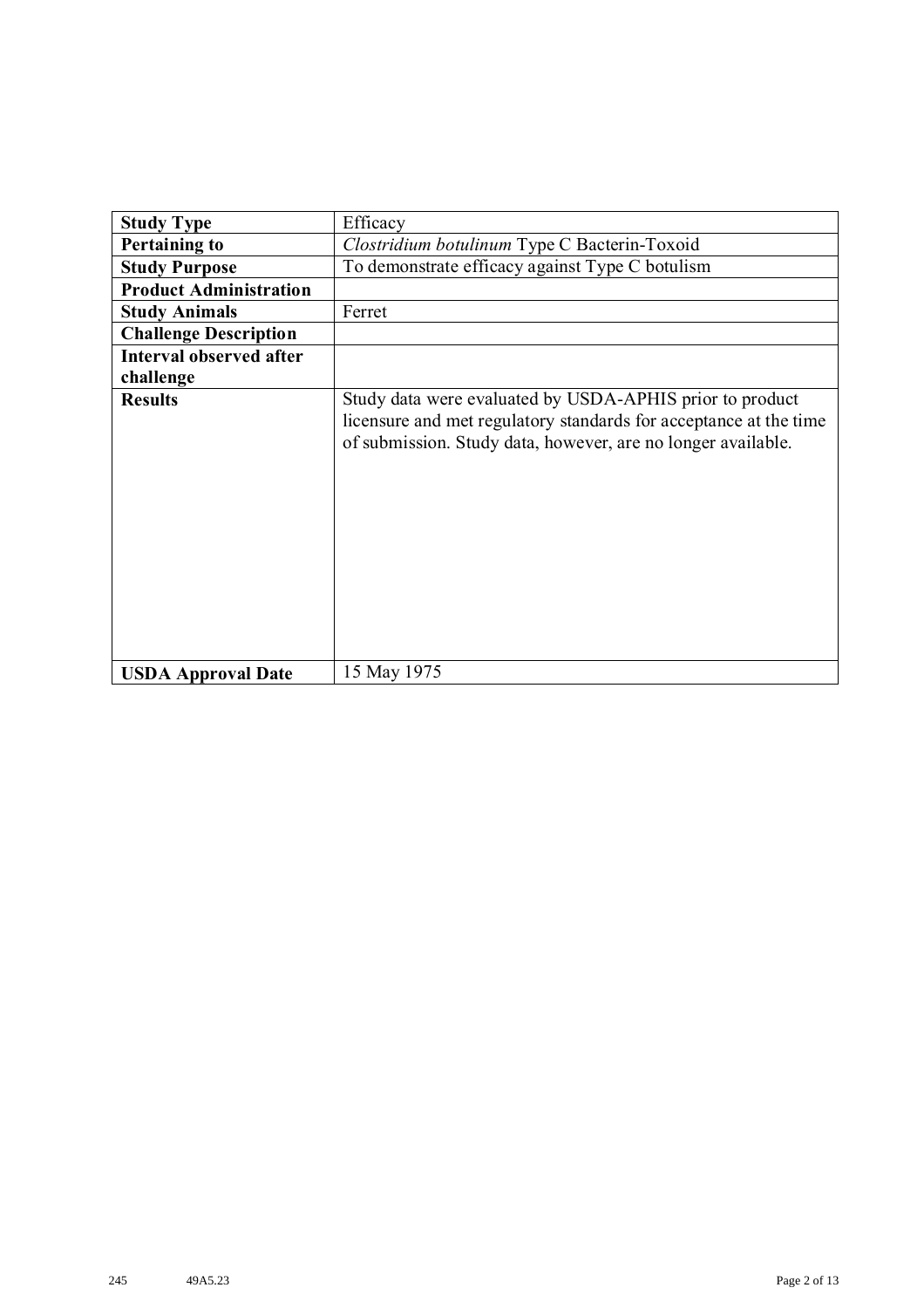| | |
|---|---|
| **Study Type** | Efficacy |
| **Pertaining to** | *Clostridium botulinum* Type C Bacterin-Toxoid |
| **Study Purpose** | To demonstrate efficacy against Type C botulism |
| **Product Administration** | |
| **Study Animals** | Ferret |
| **Challenge Description** | |
| **Interval observed after challenge** | |
| **Results** | Study data were evaluated by USDA-APHIS prior to product licensure and met regulatory standards for acceptance at the time of submission. Study data, however, are no longer available. |
| **USDA Approval Date** | 15 May 1975 |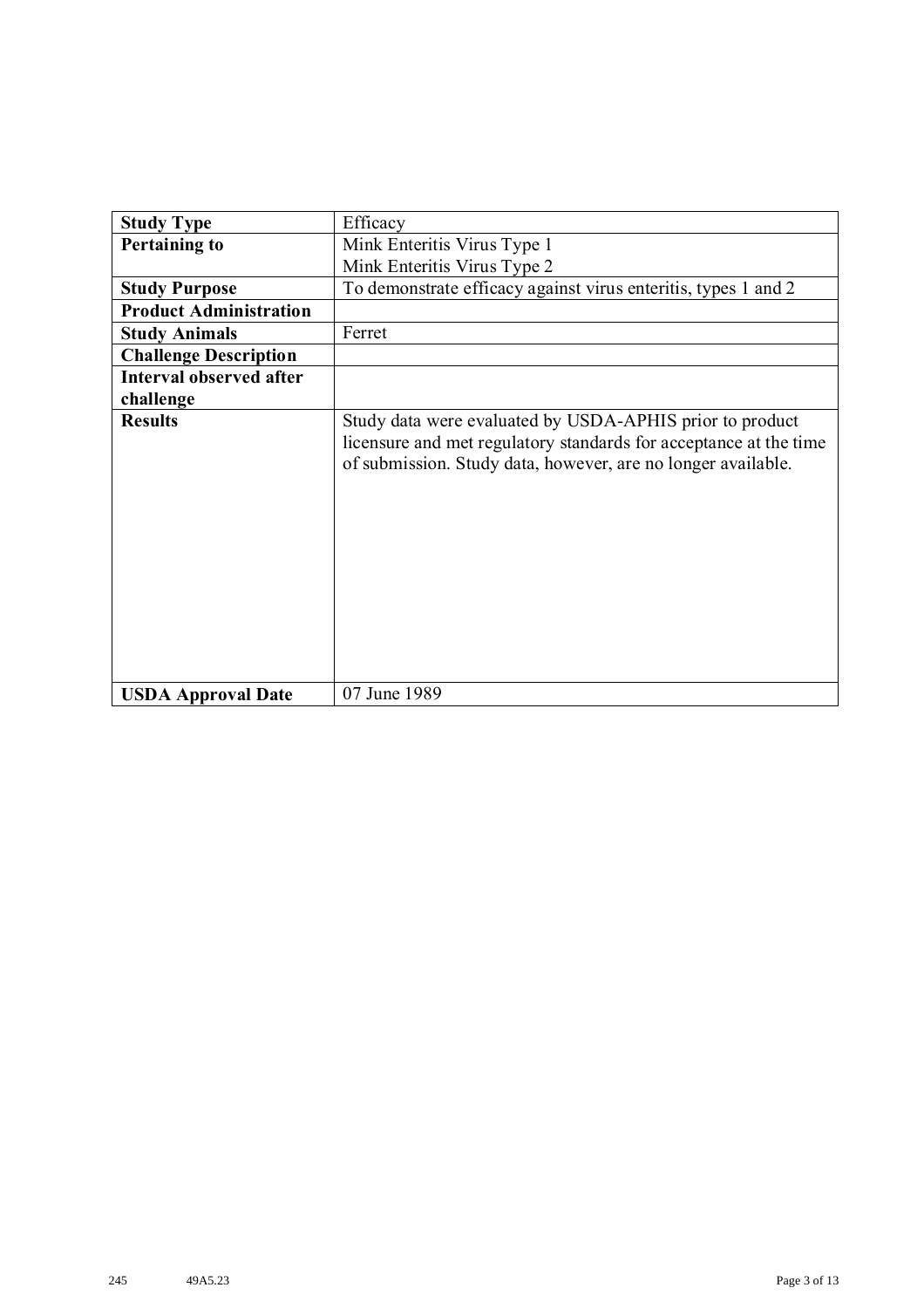| | |
|---|---|
| **Study Type** | Efficacy |
| **Pertaining to** | Mink Enteritis Virus Type 1<br>Mink Enteritis Virus Type 2 |
| **Study Purpose** | To demonstrate efficacy against virus enteritis, types 1 and 2 |
| **Product Administration** | |
| **Study Animals** | Ferret |
| **Challenge Description** | |
| **Interval observed after challenge** | |
| **Results** | Study data were evaluated by USDA-APHIS prior to product licensure and met regulatory standards for acceptance at the time of submission. Study data, however, are no longer available. |
| **USDA Approval Date** | 07 June 1989 |

245 49A5.23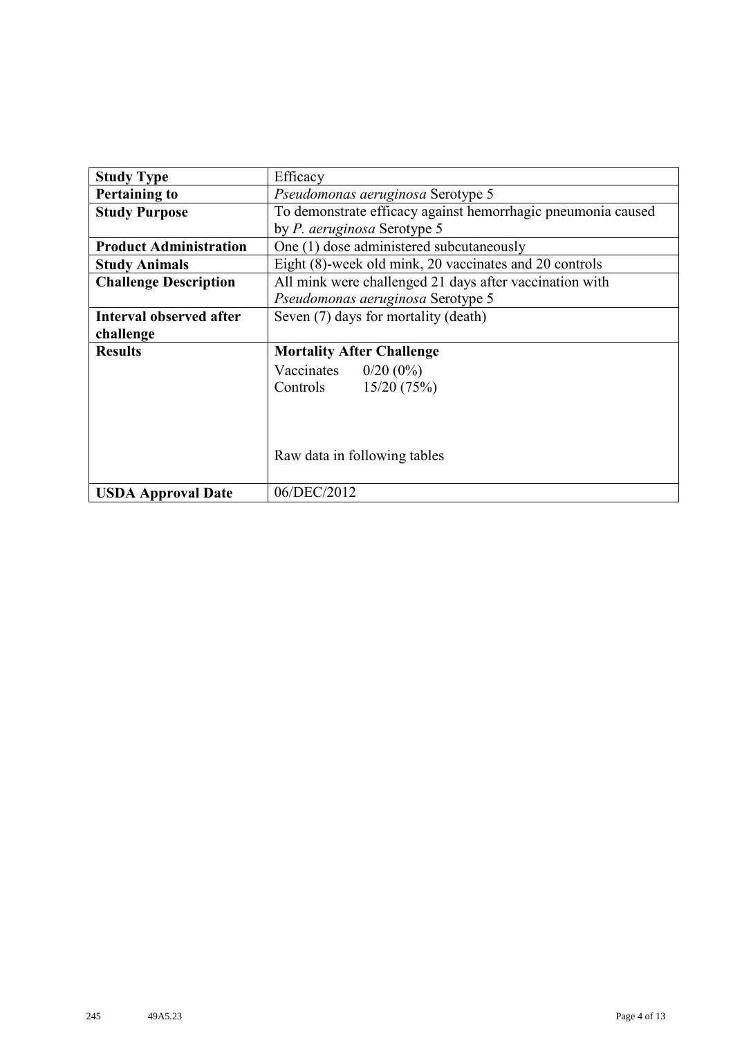| | |
|---|---|
| **Study Type** | Efficacy |
| **Pertaining to** | *Pseudomonas aeruginosa* Serotype 5 |
| **Study Purpose** | To demonstrate efficacy against hemorrhagic pneumonia caused by *P. aeruginosa* Serotype 5 |
| **Product Administration** | One (1) dose administered subcutaneously |
| **Study Animals** | Eight (8)-week old mink, 20 vaccinates and 20 controls |
| **Challenge Description** | All mink were challenged 21 days after vaccination with *Pseudomonas aeruginosa* Serotype 5 |
| **Interval observed after challenge** | Seven (7) days for mortality (death) |
| **Results** | **Mortality After Challenge**<br>Vaccinates 0/20 (0%)<br>Controls 15/20 (75%)<br><br>Raw data in following tables |
| **USDA Approval Date** | 06/DEC/2012 |

245 49A5.23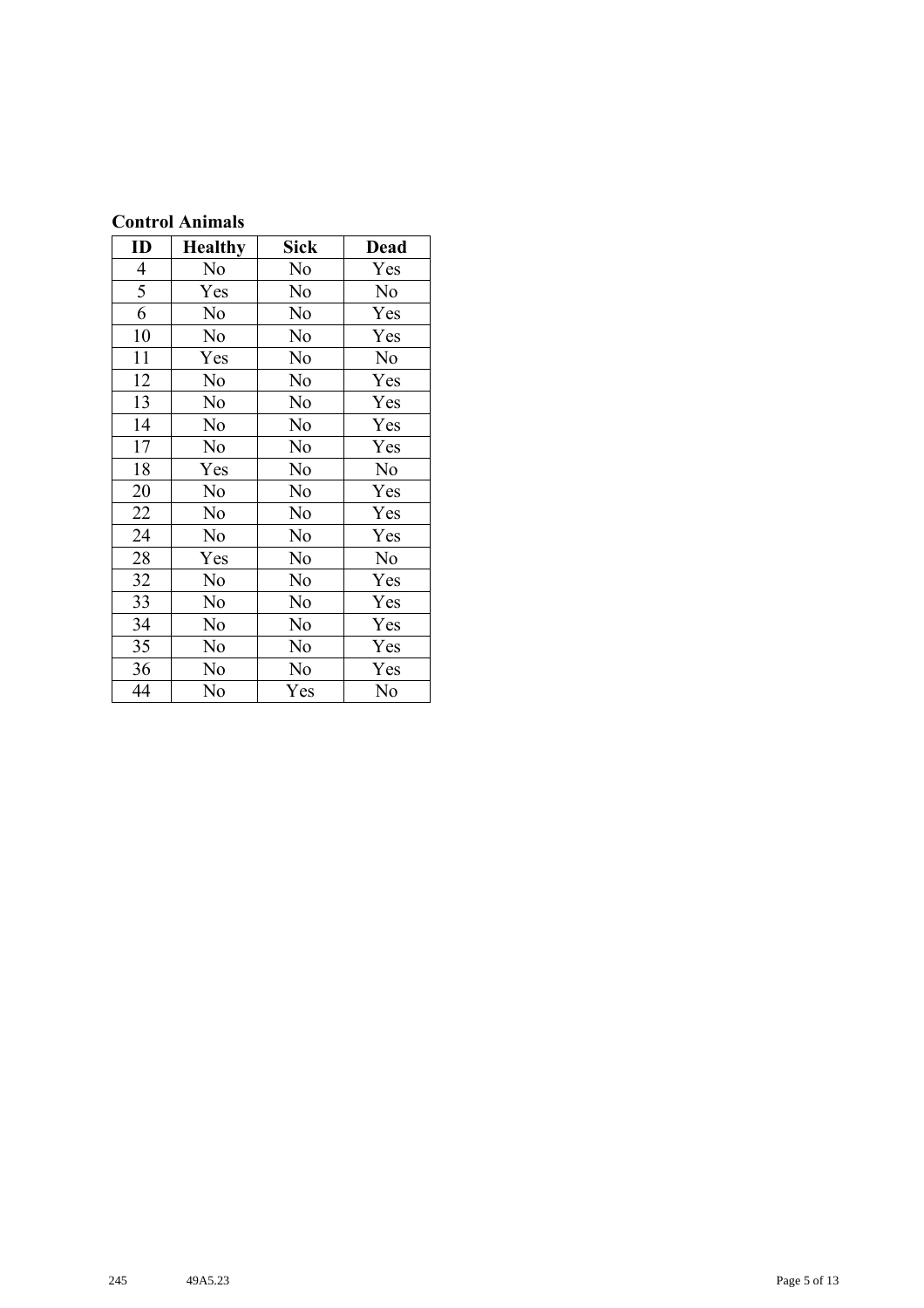**Control Animals**

| ID | Healthy | Sick | Dead |
|---|---|---|---|
| 4 | No | No | Yes |
| 5 | Yes | No | No |
| 6 | No | No | Yes |
| 10 | No | No | Yes |
| 11 | Yes | No | No |
| 12 | No | No | Yes |
| 13 | No | No | Yes |
| 14 | No | No | Yes |
| 17 | No | No | Yes |
| 18 | Yes | No | No |
| 20 | No | No | Yes |
| 22 | No | No | Yes |
| 24 | No | No | Yes |
| 28 | Yes | No | No |
| 32 | No | No | Yes |
| 33 | No | No | Yes |
| 34 | No | No | Yes |
| 35 | No | No | Yes |
| 36 | No | No | Yes |
| 44 | No | Yes | No |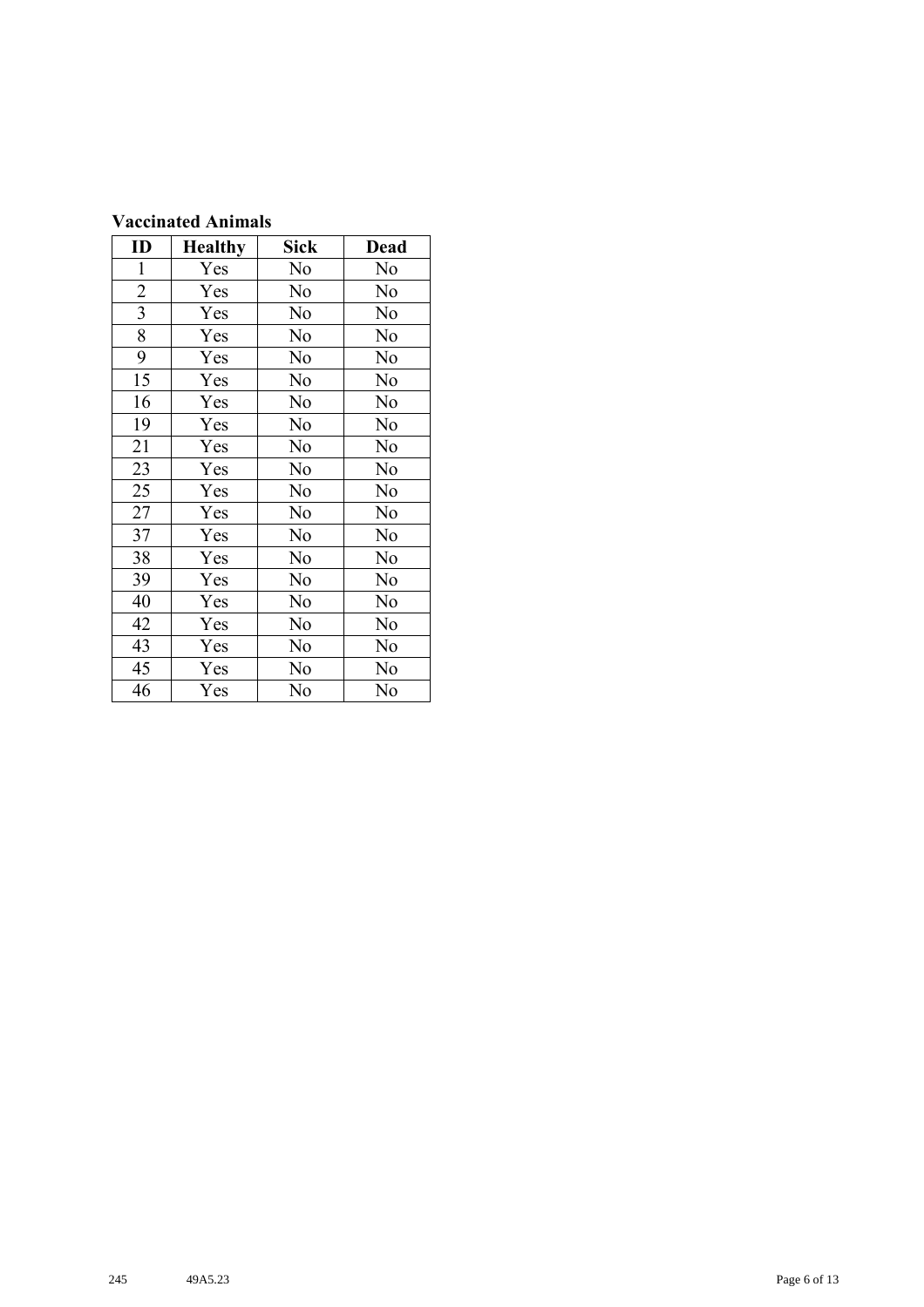**Vaccinated Animals**

| ID | Healthy | Sick | Dead |
|---|---|---|---|
| 1 | Yes | No | No |
| 2 | Yes | No | No |
| 3 | Yes | No | No |
| 8 | Yes | No | No |
| 9 | Yes | No | No |
| 15 | Yes | No | No |
| 16 | Yes | No | No |
| 19 | Yes | No | No |
| 21 | Yes | No | No |
| 23 | Yes | No | No |
| 25 | Yes | No | No |
| 27 | Yes | No | No |
| 37 | Yes | No | No |
| 38 | Yes | No | No |
| 39 | Yes | No | No |
| 40 | Yes | No | No |
| 42 | Yes | No | No |
| 43 | Yes | No | No |
| 45 | Yes | No | No |
| 46 | Yes | No | No |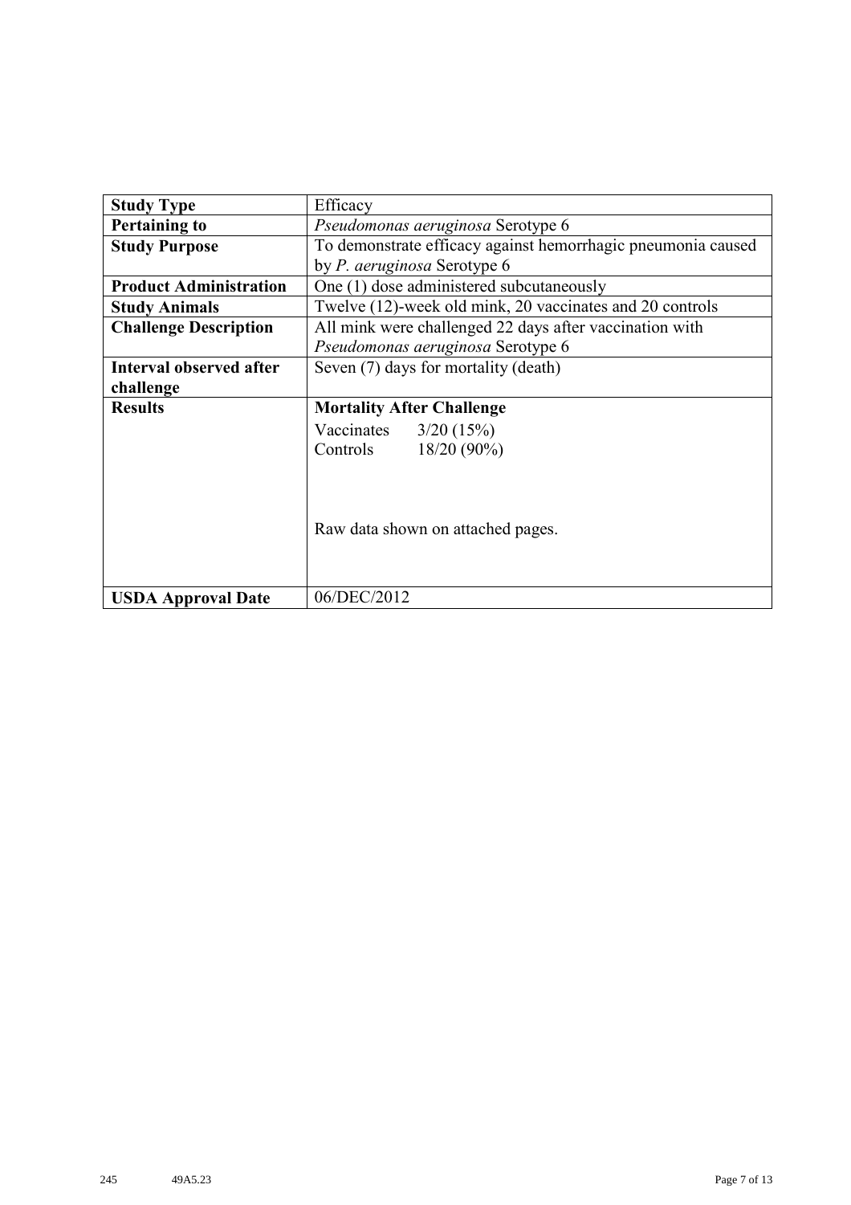| | |
|---|---|
| **Study Type** | Efficacy |
| **Pertaining to** | *Pseudomonas aeruginosa* Serotype 6 |
| **Study Purpose** | To demonstrate efficacy against hemorrhagic pneumonia caused by *P. aeruginosa* Serotype 6 |
| **Product Administration** | One (1) dose administered subcutaneously |
| **Study Animals** | Twelve (12)-week old mink, 20 vaccinates and 20 controls |
| **Challenge Description** | All mink were challenged 22 days after vaccination with *Pseudomonas aeruginosa* Serotype 6 |
| **Interval observed after challenge** | Seven (7) days for mortality (death) |
| **Results** | **Mortality After Challenge**<br>Vaccinates 3/20 (15%)<br>Controls 18/20 (90%)<br><br>Raw data shown on attached pages. |
| **USDA Approval Date** | 06/DEC/2012 |

245 49A5.23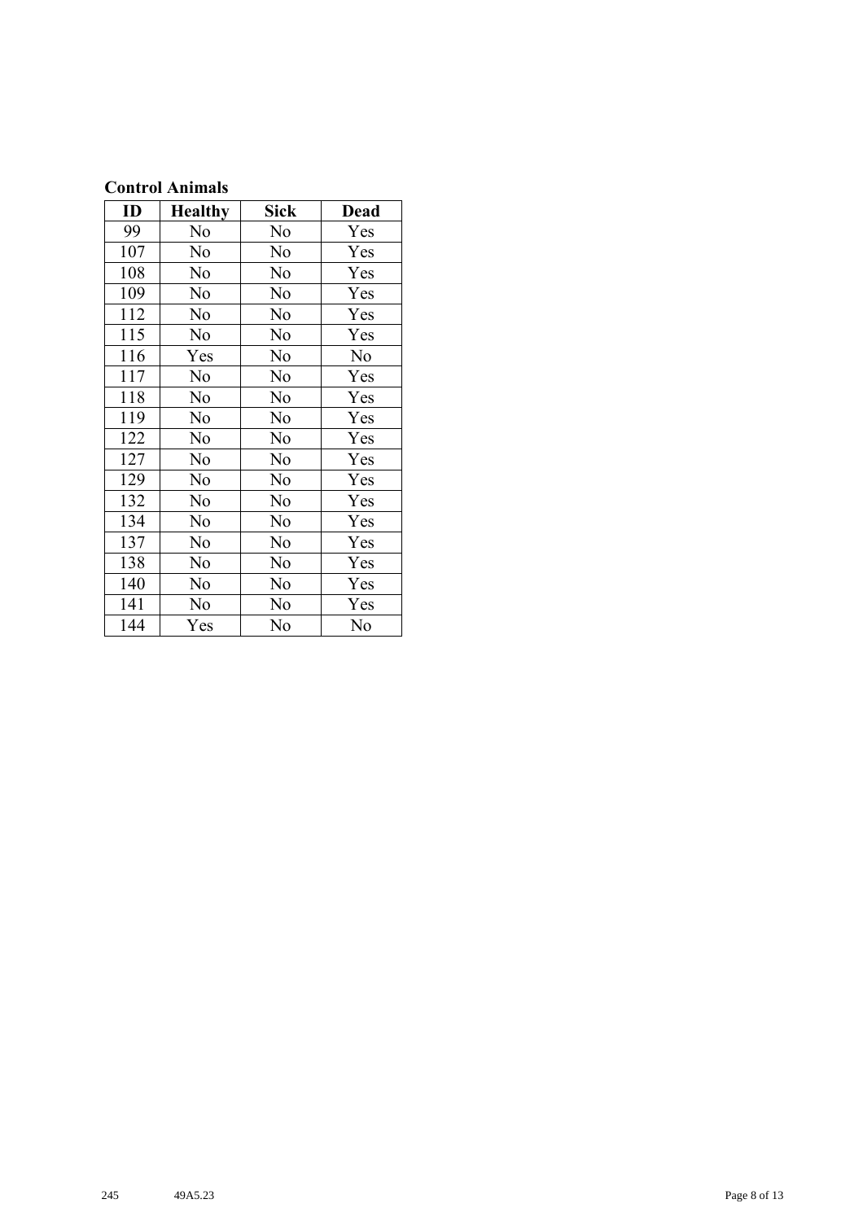**Control Animals**

| ID | Healthy | Sick | Dead |
|---|---|---|---|
| 99 | No | No | Yes |
| 107 | No | No | Yes |
| 108 | No | No | Yes |
| 109 | No | No | Yes |
| 112 | No | No | Yes |
| 115 | No | No | Yes |
| 116 | Yes | No | No |
| 117 | No | No | Yes |
| 118 | No | No | Yes |
| 119 | No | No | Yes |
| 122 | No | No | Yes |
| 127 | No | No | Yes |
| 129 | No | No | Yes |
| 132 | No | No | Yes |
| 134 | No | No | Yes |
| 137 | No | No | Yes |
| 138 | No | No | Yes |
| 140 | No | No | Yes |
| 141 | No | No | Yes |
| 144 | Yes | No | No |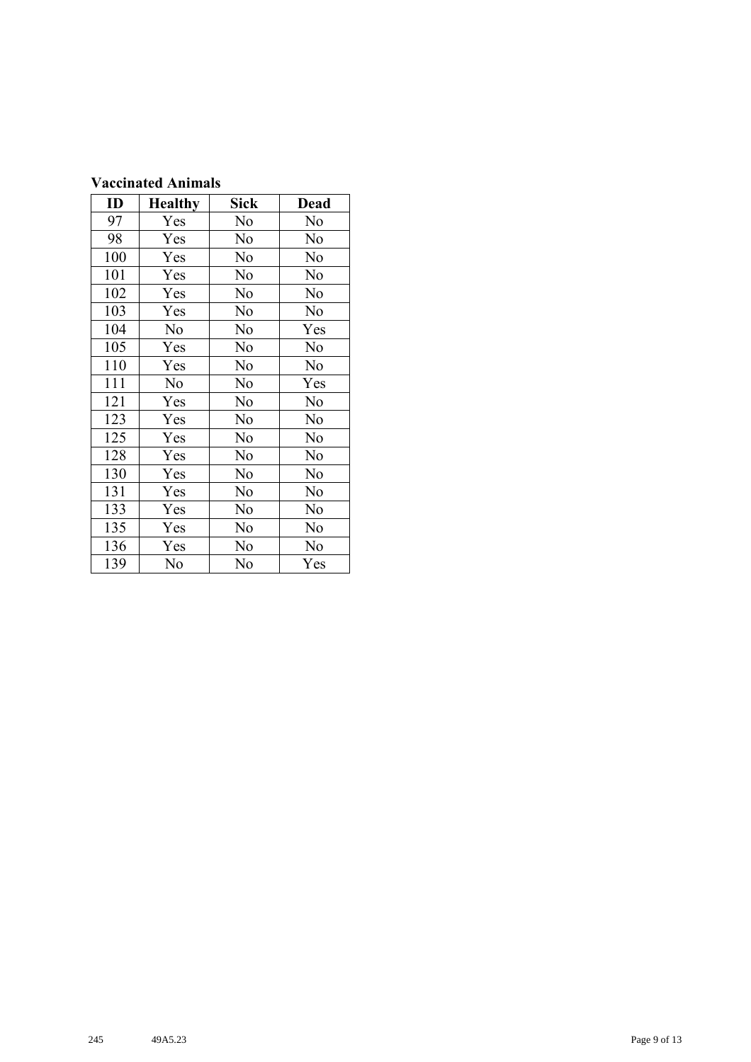**Vaccinated Animals**

| ID | Healthy | Sick | Dead |
|---|---|---|---|
| 97 | Yes | No | No |
| 98 | Yes | No | No |
| 100 | Yes | No | No |
| 101 | Yes | No | No |
| 102 | Yes | No | No |
| 103 | Yes | No | No |
| 104 | No | No | Yes |
| 105 | Yes | No | No |
| 110 | Yes | No | No |
| 111 | No | No | Yes |
| 121 | Yes | No | No |
| 123 | Yes | No | No |
| 125 | Yes | No | No |
| 128 | Yes | No | No |
| 130 | Yes | No | No |
| 131 | Yes | No | No |
| 133 | Yes | No | No |
| 135 | Yes | No | No |
| 136 | Yes | No | No |
| 139 | No | No | Yes |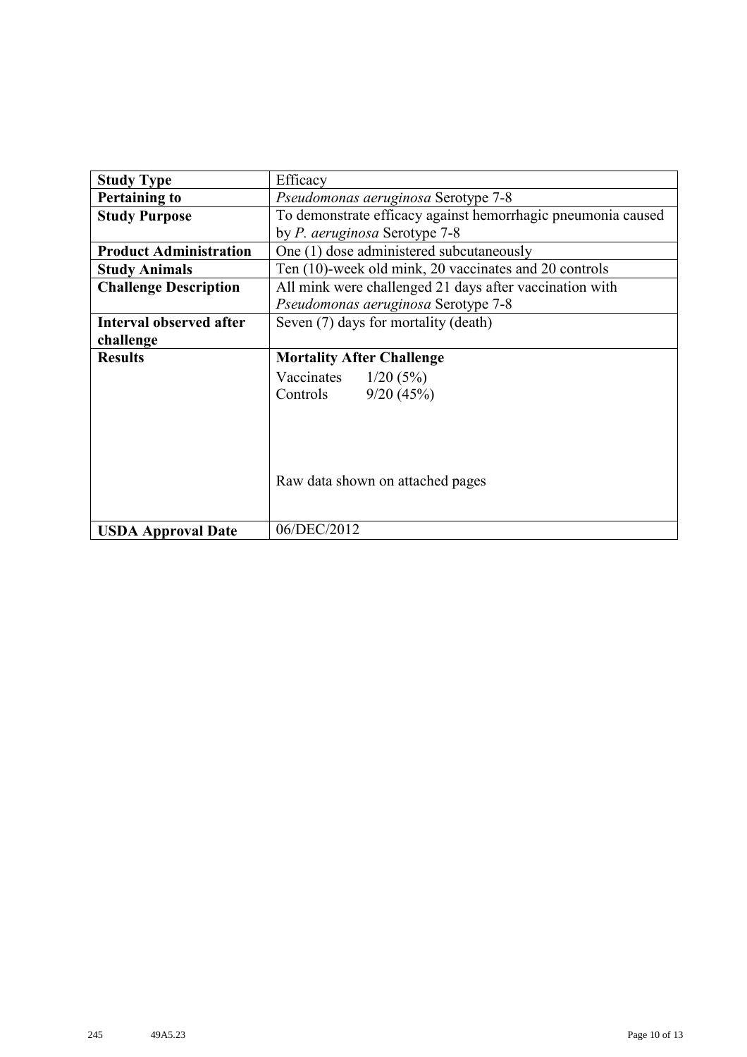| | |
|---|---|
| **Study Type** | Efficacy |
| **Pertaining to** | *Pseudomonas aeruginosa* Serotype 7-8 |
| **Study Purpose** | To demonstrate efficacy against hemorrhagic pneumonia caused by *P. aeruginosa* Serotype 7-8 |
| **Product Administration** | One (1) dose administered subcutaneously |
| **Study Animals** | Ten (10)-week old mink, 20 vaccinates and 20 controls |
| **Challenge Description** | All mink were challenged 21 days after vaccination with *Pseudomonas aeruginosa* Serotype 7-8 |
| **Interval observed after challenge** | Seven (7) days for mortality (death) |
| **Results** | **Mortality After Challenge**<br>Vaccinates 1/20 (5%)<br>Controls 9/20 (45%)<br><br>Raw data shown on attached pages |
| **USDA Approval Date** | 06/DEC/2012 |

245 49A5.23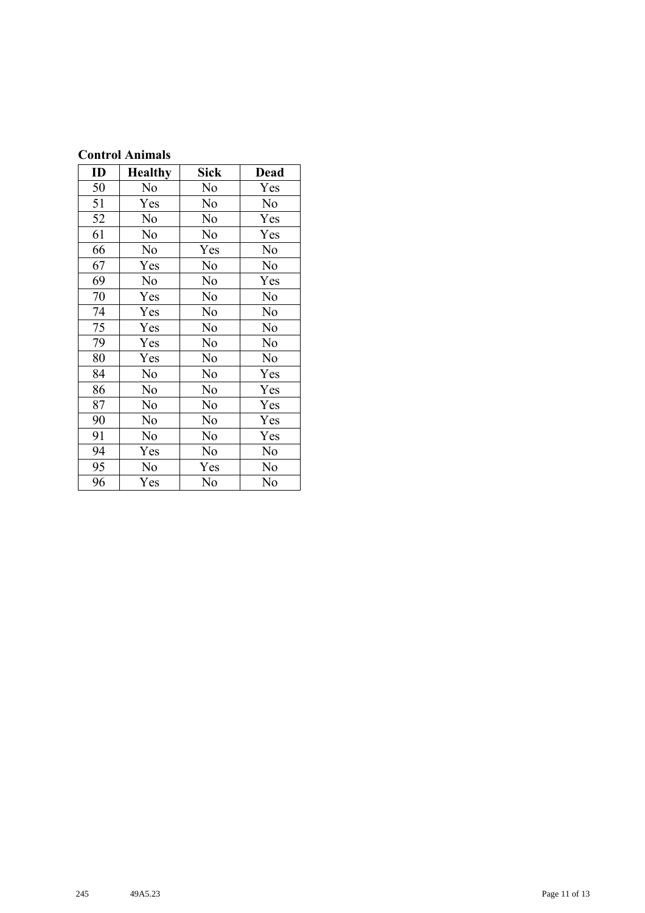**Control Animals**

| ID | Healthy | Sick | Dead |
|---|---|---|---|
| 50 | No | No | Yes |
| 51 | Yes | No | No |
| 52 | No | No | Yes |
| 61 | No | No | Yes |
| 66 | No | Yes | No |
| 67 | Yes | No | No |
| 69 | No | No | Yes |
| 70 | Yes | No | No |
| 74 | Yes | No | No |
| 75 | Yes | No | No |
| 79 | Yes | No | No |
| 80 | Yes | No | No |
| 84 | No | No | Yes |
| 86 | No | No | Yes |
| 87 | No | No | Yes |
| 90 | No | No | Yes |
| 91 | No | No | Yes |
| 94 | Yes | No | No |
| 95 | No | Yes | No |
| 96 | Yes | No | No |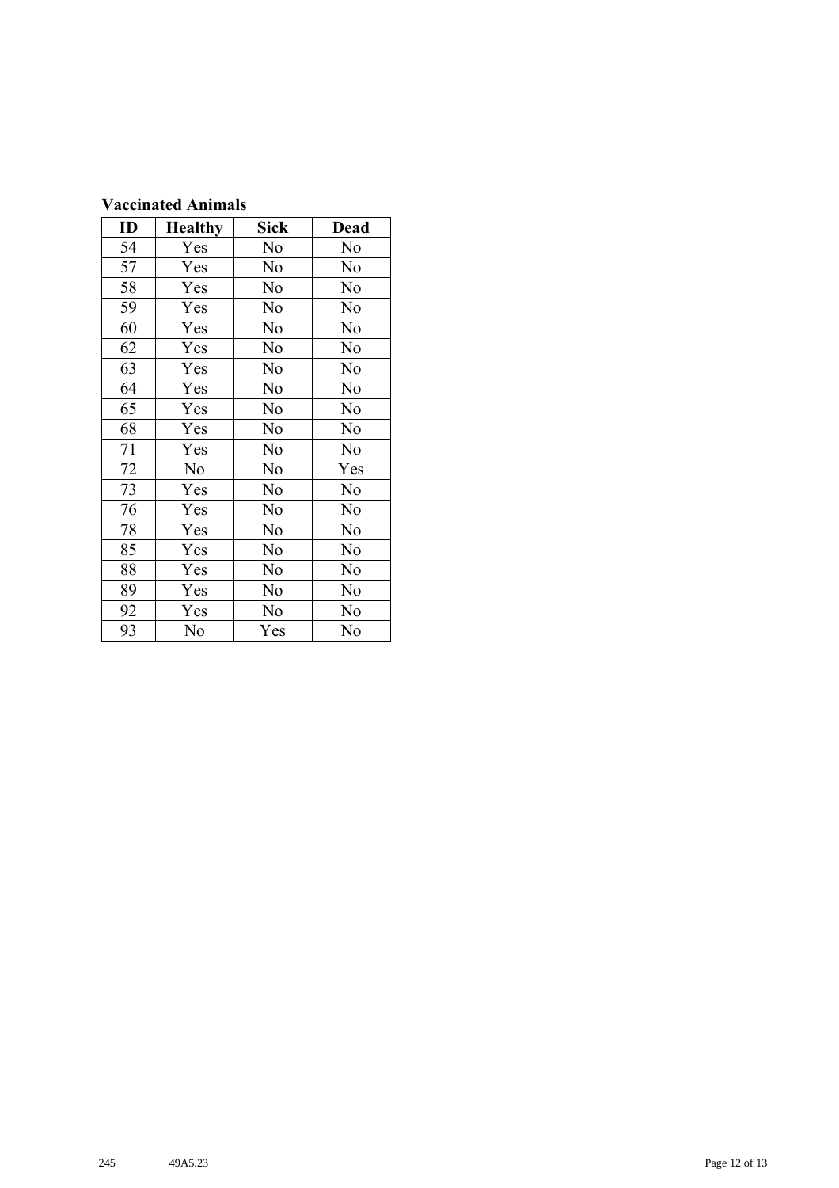**Vaccinated Animals**

| ID | Healthy | Sick | Dead |
|---|---|---|---|
| 54 | Yes | No | No |
| 57 | Yes | No | No |
| 58 | Yes | No | No |
| 59 | Yes | No | No |
| 60 | Yes | No | No |
| 62 | Yes | No | No |
| 63 | Yes | No | No |
| 64 | Yes | No | No |
| 65 | Yes | No | No |
| 68 | Yes | No | No |
| 71 | Yes | No | No |
| 72 | No | No | Yes |
| 73 | Yes | No | No |
| 76 | Yes | No | No |
| 78 | Yes | No | No |
| 85 | Yes | No | No |
| 88 | Yes | No | No |
| 89 | Yes | No | No |
| 92 | Yes | No | No |
| 93 | No | Yes | No |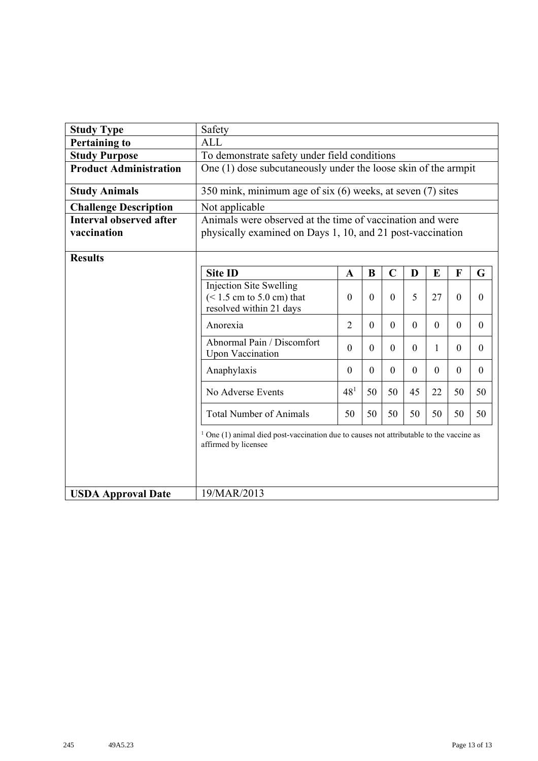| | |
|---|---|
| **Study Type** | Safety |
| **Pertaining to** | ALL |
| **Study Purpose** | To demonstrate safety under field conditions |
| **Product Administration** | One (1) dose subcutaneously under the loose skin of the armpit |
| **Study Animals** | 350 mink, minimum age of six (6) weeks, at seven (7) sites |
| **Challenge Description** | Not applicable |
| **Interval observed after vaccination** | Animals were observed at the time of vaccination and were physically examined on Days 1, 10, and 21 post-vaccination |
| **Results** | See table below |
| **USDA Approval Date** | 19/MAR/2013 |

| **Site ID** | **A** | **B** | **C** | **D** | **E** | **F** | **G** |
|---|---|---|---|---|---|---|---|
| Injection Site Swelling (< 1.5 cm to 5.0 cm) that resolved within 21 days | 0 | 0 | 0 | 5 | 27 | 0 | 0 |
| Anorexia | 2 | 0 | 0 | 0 | 0 | 0 | 0 |
| Abnormal Pain / Discomfort Upon Vaccination | 0 | 0 | 0 | 0 | 1 | 0 | 0 |
| Anaphylaxis | 0 | 0 | 0 | 0 | 0 | 0 | 0 |
| No Adverse Events | 48[1] | 50 | 50 | 45 | 22 | 50 | 50 |
| Total Number of Animals | 50 | 50 | 50 | 50 | 50 | 50 | 50 |

[1] One (1) animal died post-vaccination due to causes not attributable to the vaccine as affirmed by licensee